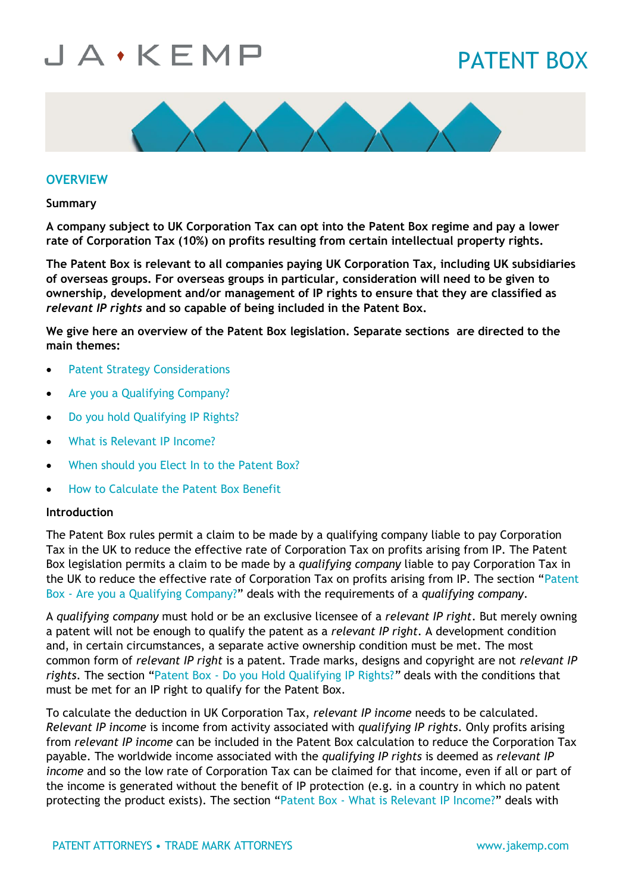# PATENT BOX

## OVERVIEW

### Summary

**A company subject to UK Corporation Tax can opt into the Patent Box regime and pay a lower rate of Corporation Tax (10%) on profits resulting from certain intellectual property rights.**

**The Patent Box is relevant to all companies paying UK Corporation Tax, including UK subsidiaries of overseas groups. For overseas groups in particular, consideration will need to be given to ownership, development and/or management of IP rights to ensure that they are classified as *relevant IP rights* and so capable of being included in the Patent Box.**

**We give here an overview of the Patent Box legislation. Separate sections are directed to the main themes:**

- Patent Strategy Considerations
- Are you a Qualifying Company?
- Do you hold Qualifying IP Rights?
- What is Relevant IP Income?
- When should you Elect In to the Patent Box?
- How to Calculate the Patent Box Benefit

### Introduction

The Patent Box rules permit a claim to be made by a qualifying company liable to pay Corporation Tax in the UK to reduce the effective rate of Corporation Tax on profits arising from IP. The Patent Box legislation permits a claim to be made by a *qualifying company* liable to pay Corporation Tax in the UK to reduce the effective rate of Corporation Tax on profits arising from IP. The section "Patent Box - Are you a Qualifying Company?" deals with the requirements of a *qualifying company*.

A *qualifying company* must hold or be an exclusive licensee of a *relevant IP right*. But merely owning a patent will not be enough to qualify the patent as a *relevant IP right*. A development condition and, in certain circumstances, a separate active ownership condition must be met. The most common form of *relevant IP right* is a patent. Trade marks, designs and copyright are not *relevant IP rights*. The section "Patent Box - Do you Hold Qualifying IP Rights?" deals with the conditions that must be met for an IP right to qualify for the Patent Box.

To calculate the deduction in UK Corporation Tax, *relevant IP income* needs to be calculated. *Relevant IP income* is income from activity associated with *qualifying IP rights*. Only profits arising from *relevant IP income* can be included in the Patent Box calculation to reduce the Corporation Tax payable. The worldwide income associated with the *qualifying IP rights* is deemed as *relevant IP income* and so the low rate of Corporation Tax can be claimed for that income, even if all or part of the income is generated without the benefit of IP protection (e.g. in a country in which no patent protecting the product exists). The section "Patent Box - What is Relevant IP Income?" deals with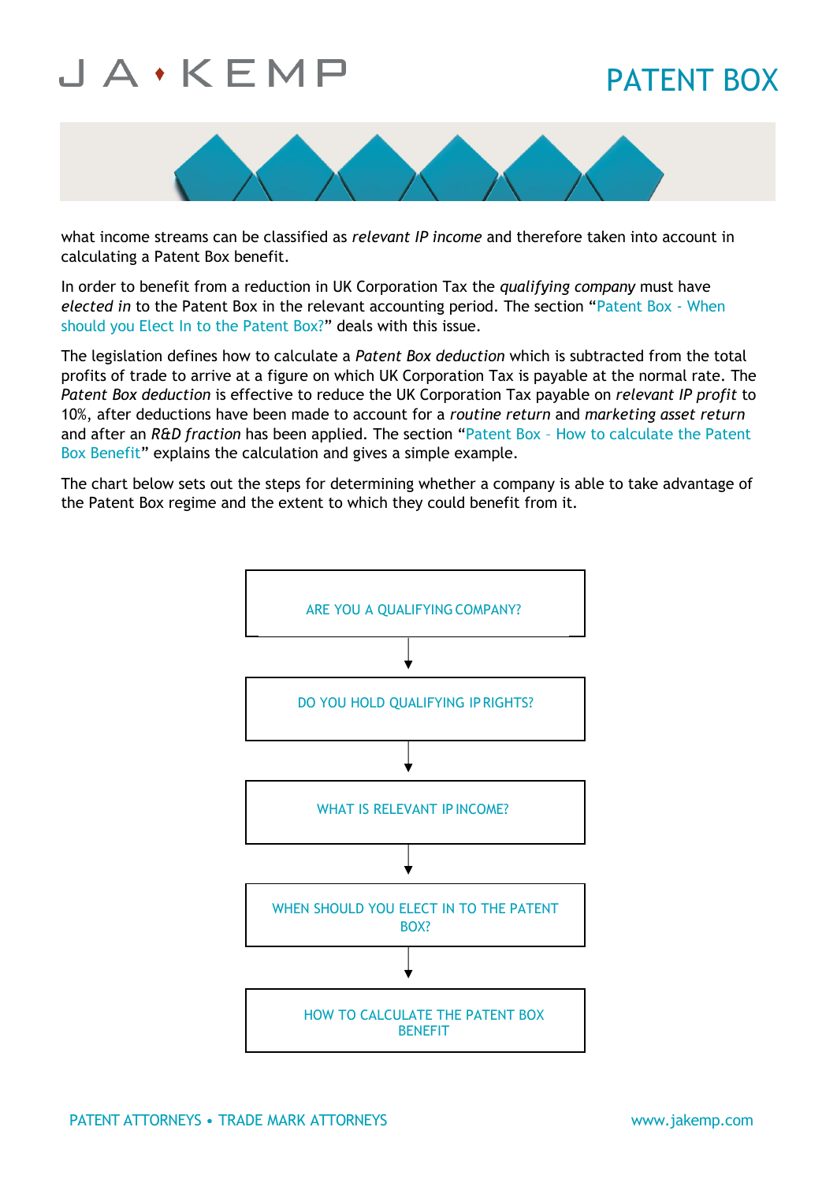what income streams can be classified as *relevant IP income* and therefore taken into account in calculating a Patent Box benefit.

In order to benefit from a reduction in UK Corporation Tax the *qualifying company* must have *elected in* to the Patent Box in the relevant accounting period. The section "Patent Box - When should you Elect In to the Patent Box?" deals with this issue.

The legislation defines how to calculate a *Patent Box deduction* which is subtracted from the total profits of trade to arrive at a figure on which UK Corporation Tax is payable at the normal rate. The *Patent Box deduction* is effective to reduce the UK Corporation Tax payable on *relevant IP profit* to 10%, after deductions have been made to account for a *routine return* and *marketing asset return* and after an *R&D fraction* has been applied. The section "Patent Box – How to calculate the Patent Box Benefit" explains the calculation and gives a simple example.

The chart below sets out the steps for determining whether a company is able to take advantage of the Patent Box regime and the extent to which they could benefit from it.

ARE YOU A QUALIFYING COMPANY?

↓

DO YOU HOLD QUALIFYING IP RIGHTS?

↓

WHAT IS RELEVANT IP INCOME?

↓

WHEN SHOULD YOU ELECT IN TO THE PATENT BOX?

↓

HOW TO CALCULATE THE PATENT BOX BENEFIT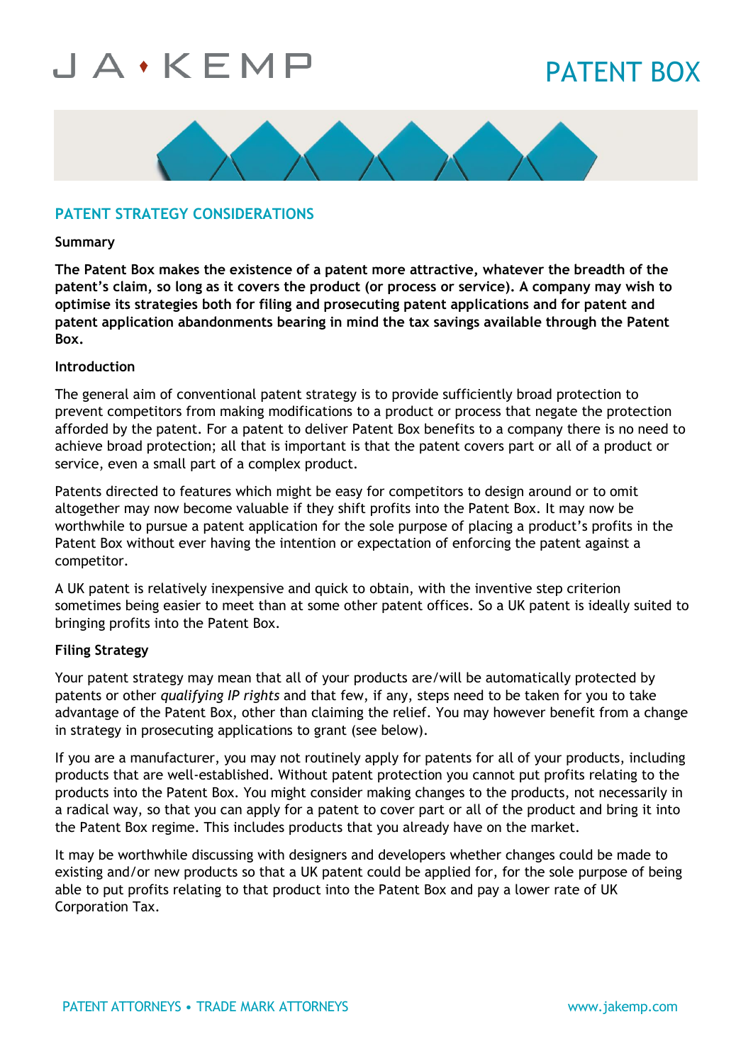## PATENT STRATEGY CONSIDERATIONS

### Summary

**The Patent Box makes the existence of a patent more attractive, whatever the breadth of the patent's claim, so long as it covers the product (or process or service). A company may wish to optimise its strategies both for filing and prosecuting patent applications and for patent and patent application abandonments bearing in mind the tax savings available through the Patent Box.**

### Introduction

The general aim of conventional patent strategy is to provide sufficiently broad protection to prevent competitors from making modifications to a product or process that negate the protection afforded by the patent. For a patent to deliver Patent Box benefits to a company there is no need to achieve broad protection; all that is important is that the patent covers part or all of a product or service, even a small part of a complex product.

Patents directed to features which might be easy for competitors to design around or to omit altogether may now become valuable if they shift profits into the Patent Box. It may now be worthwhile to pursue a patent application for the sole purpose of placing a product's profits in the Patent Box without ever having the intention or expectation of enforcing the patent against a competitor.

A UK patent is relatively inexpensive and quick to obtain, with the inventive step criterion sometimes being easier to meet than at some other patent offices. So a UK patent is ideally suited to bringing profits into the Patent Box.

### Filing Strategy

Your patent strategy may mean that all of your products are/will be automatically protected by patents or other *qualifying IP rights* and that few, if any, steps need to be taken for you to take advantage of the Patent Box, other than claiming the relief. You may however benefit from a change in strategy in prosecuting applications to grant (see below).

If you are a manufacturer, you may not routinely apply for patents for all of your products, including products that are well-established. Without patent protection you cannot put profits relating to the products into the Patent Box. You might consider making changes to the products, not necessarily in a radical way, so that you can apply for a patent to cover part or all of the product and bring it into the Patent Box regime. This includes products that you already have on the market.

It may be worthwhile discussing with designers and developers whether changes could be made to existing and/or new products so that a UK patent could be applied for, for the sole purpose of being able to put profits relating to that product into the Patent Box and pay a lower rate of UK Corporation Tax.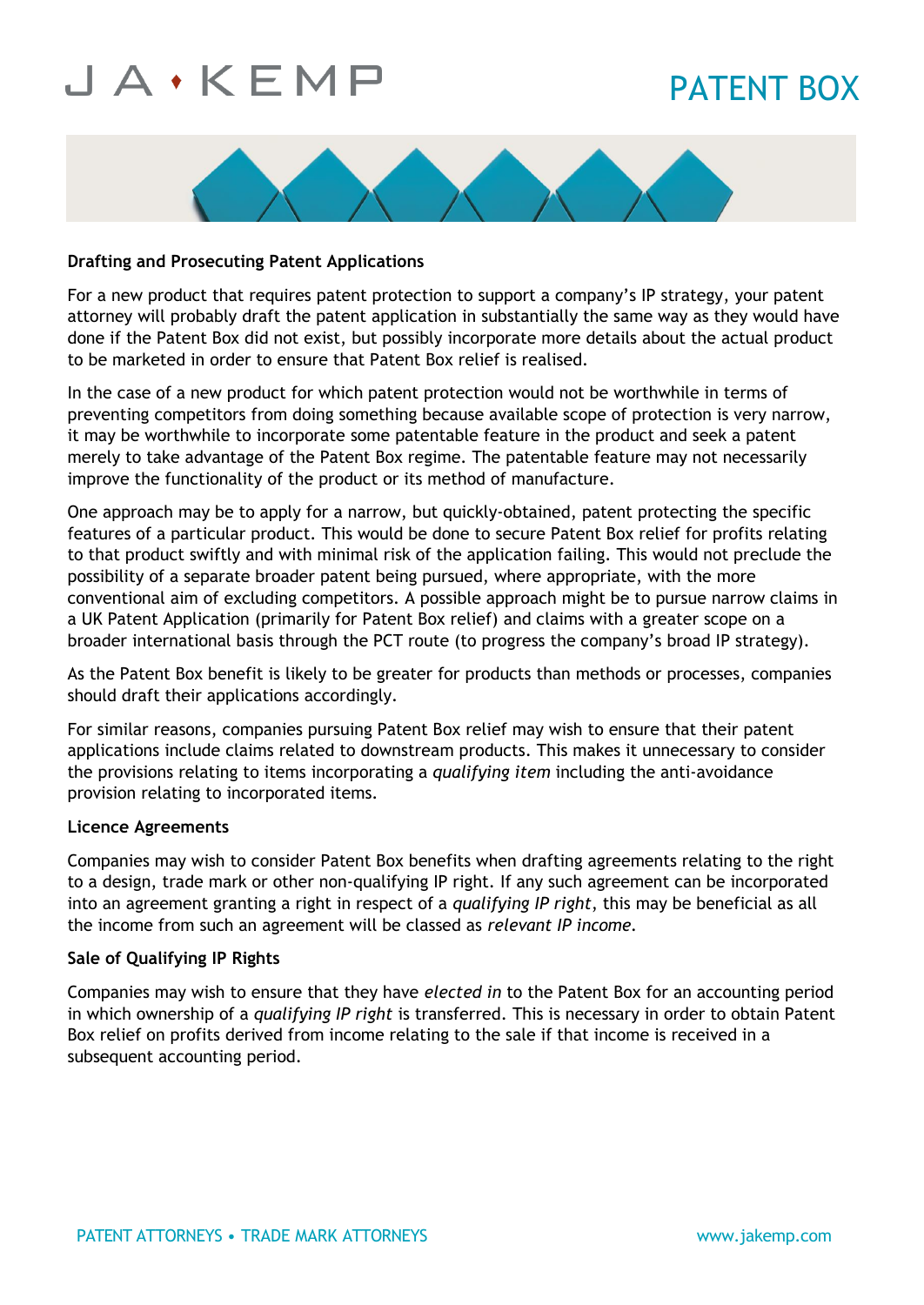### Drafting and Prosecuting Patent Applications

For a new product that requires patent protection to support a company's IP strategy, your patent attorney will probably draft the patent application in substantially the same way as they would have done if the Patent Box did not exist, but possibly incorporate more details about the actual product to be marketed in order to ensure that Patent Box relief is realised.

In the case of a new product for which patent protection would not be worthwhile in terms of preventing competitors from doing something because available scope of protection is very narrow, it may be worthwhile to incorporate some patentable feature in the product and seek a patent merely to take advantage of the Patent Box regime. The patentable feature may not necessarily improve the functionality of the product or its method of manufacture.

One approach may be to apply for a narrow, but quickly-obtained, patent protecting the specific features of a particular product. This would be done to secure Patent Box relief for profits relating to that product swiftly and with minimal risk of the application failing. This would not preclude the possibility of a separate broader patent being pursued, where appropriate, with the more conventional aim of excluding competitors. A possible approach might be to pursue narrow claims in a UK Patent Application (primarily for Patent Box relief) and claims with a greater scope on a broader international basis through the PCT route (to progress the company's broad IP strategy).

As the Patent Box benefit is likely to be greater for products than methods or processes, companies should draft their applications accordingly.

For similar reasons, companies pursuing Patent Box relief may wish to ensure that their patent applications include claims related to downstream products. This makes it unnecessary to consider the provisions relating to items incorporating a *qualifying item* including the anti-avoidance provision relating to incorporated items.

### Licence Agreements

Companies may wish to consider Patent Box benefits when drafting agreements relating to the right to a design, trade mark or other non-qualifying IP right. If any such agreement can be incorporated into an agreement granting a right in respect of a *qualifying IP right*, this may be beneficial as all the income from such an agreement will be classed as *relevant IP income*.

### Sale of Qualifying IP Rights

Companies may wish to ensure that they have *elected in* to the Patent Box for an accounting period in which ownership of a *qualifying IP right* is transferred. This is necessary in order to obtain Patent Box relief on profits derived from income relating to the sale if that income is received in a subsequent accounting period.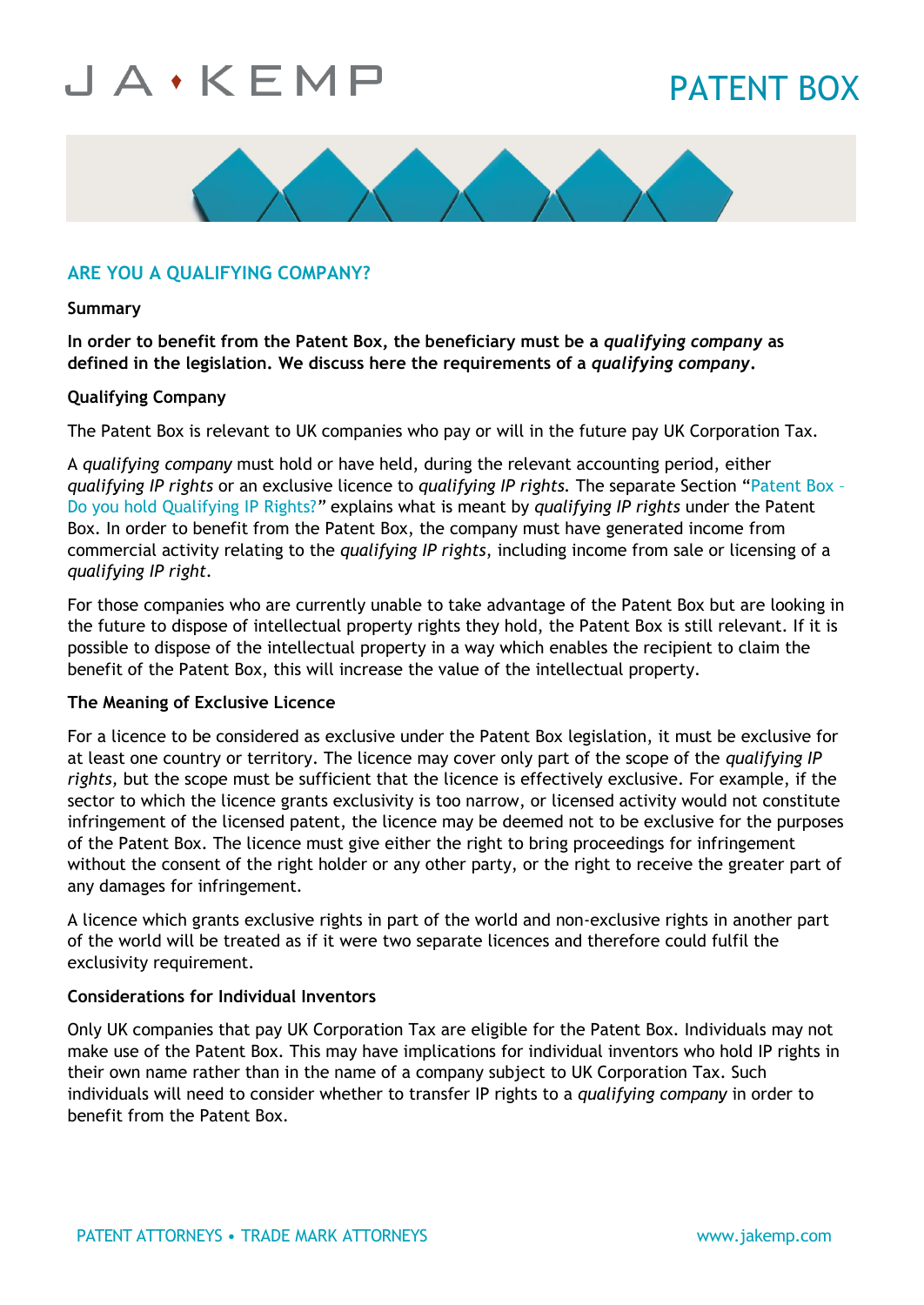# PATENT BOX

## ARE YOU A QUALIFYING COMPANY?

**Summary**

**In order to benefit from the Patent Box, the beneficiary must be a *qualifying company* as defined in the legislation. We discuss here the requirements of a *qualifying company*.**

**Qualifying Company**

The Patent Box is relevant to UK companies who pay or will in the future pay UK Corporation Tax.

A *qualifying company* must hold or have held, during the relevant accounting period, either *qualifying IP rights* or an exclusive licence to *qualifying IP rights*. The separate Section "Patent Box – Do you hold Qualifying IP Rights?" explains what is meant by *qualifying IP rights* under the Patent Box. In order to benefit from the Patent Box, the company must have generated income from commercial activity relating to the *qualifying IP rights*, including income from sale or licensing of a *qualifying IP right*.

For those companies who are currently unable to take advantage of the Patent Box but are looking in the future to dispose of intellectual property rights they hold, the Patent Box is still relevant. If it is possible to dispose of the intellectual property in a way which enables the recipient to claim the benefit of the Patent Box, this will increase the value of the intellectual property.

**The Meaning of Exclusive Licence**

For a licence to be considered as exclusive under the Patent Box legislation, it must be exclusive for at least one country or territory. The licence may cover only part of the scope of the *qualifying IP rights*, but the scope must be sufficient that the licence is effectively exclusive. For example, if the sector to which the licence grants exclusivity is too narrow, or licensed activity would not constitute infringement of the licensed patent, the licence may be deemed not to be exclusive for the purposes of the Patent Box. The licence must give either the right to bring proceedings for infringement without the consent of the right holder or any other party, or the right to receive the greater part of any damages for infringement.

A licence which grants exclusive rights in part of the world and non-exclusive rights in another part of the world will be treated as if it were two separate licences and therefore could fulfil the exclusivity requirement.

**Considerations for Individual Inventors**

Only UK companies that pay UK Corporation Tax are eligible for the Patent Box. Individuals may not make use of the Patent Box. This may have implications for individual inventors who hold IP rights in their own name rather than in the name of a company subject to UK Corporation Tax. Such individuals will need to consider whether to transfer IP rights to a *qualifying company* in order to benefit from the Patent Box.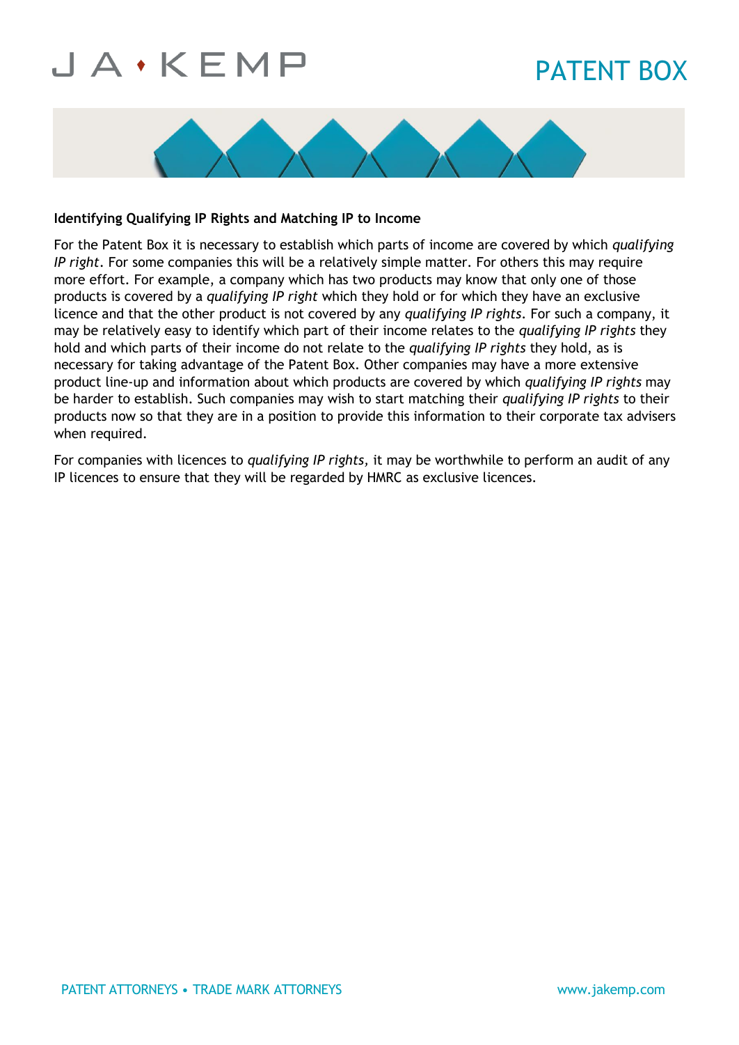### Identifying Qualifying IP Rights and Matching IP to Income

For the Patent Box it is necessary to establish which parts of income are covered by which *qualifying IP right*. For some companies this will be a relatively simple matter. For others this may require more effort. For example, a company which has two products may know that only one of those products is covered by a *qualifying IP right* which they hold or for which they have an exclusive licence and that the other product is not covered by any *qualifying IP rights*. For such a company, it may be relatively easy to identify which part of their income relates to the *qualifying IP rights* they hold and which parts of their income do not relate to the *qualifying IP rights* they hold, as is necessary for taking advantage of the Patent Box. Other companies may have a more extensive product line-up and information about which products are covered by which *qualifying IP rights* may be harder to establish. Such companies may wish to start matching their *qualifying IP rights* to their products now so that they are in a position to provide this information to their corporate tax advisers when required.

For companies with licences to *qualifying IP rights,* it may be worthwhile to perform an audit of any IP licences to ensure that they will be regarded by HMRC as exclusive licences.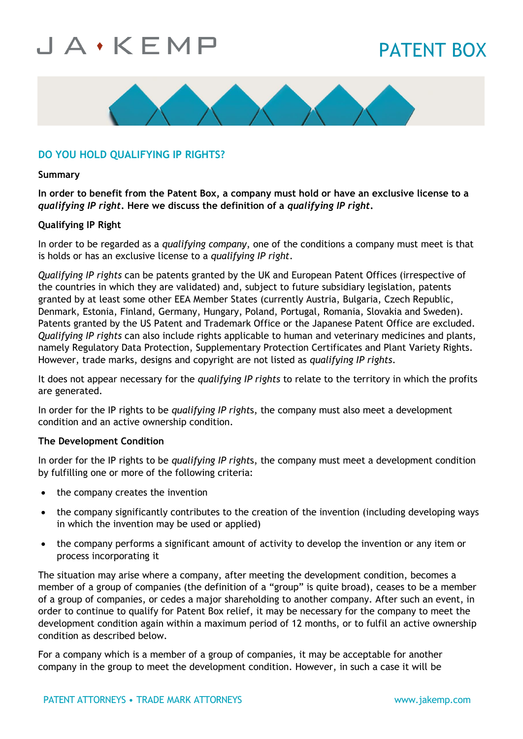# PATENT BOX

## DO YOU HOLD QUALIFYING IP RIGHTS?

**Summary**

**In order to benefit from the Patent Box, a company must hold or have an exclusive license to a *qualifying IP right*. Here we discuss the definition of a *qualifying IP right*.**

**Qualifying IP Right**

In order to be regarded as a *qualifying company*, one of the conditions a company must meet is that is holds or has an exclusive license to a *qualifying IP right*.

*Qualifying IP rights* can be patents granted by the UK and European Patent Offices (irrespective of the countries in which they are validated) and, subject to future subsidiary legislation, patents granted by at least some other EEA Member States (currently Austria, Bulgaria, Czech Republic, Denmark, Estonia, Finland, Germany, Hungary, Poland, Portugal, Romania, Slovakia and Sweden). Patents granted by the US Patent and Trademark Office or the Japanese Patent Office are excluded. *Qualifying IP rights* can also include rights applicable to human and veterinary medicines and plants, namely Regulatory Data Protection, Supplementary Protection Certificates and Plant Variety Rights. However, trade marks, designs and copyright are not listed as *qualifying IP rights*.

It does not appear necessary for the *qualifying IP rights* to relate to the territory in which the profits are generated.

In order for the IP rights to be *qualifying IP rights*, the company must also meet a development condition and an active ownership condition.

**The Development Condition**

In order for the IP rights to be *qualifying IP rights*, the company must meet a development condition by fulfilling one or more of the following criteria:

- the company creates the invention
- the company significantly contributes to the creation of the invention (including developing ways in which the invention may be used or applied)
- the company performs a significant amount of activity to develop the invention or any item or process incorporating it

The situation may arise where a company, after meeting the development condition, becomes a member of a group of companies (the definition of a "group" is quite broad), ceases to be a member of a group of companies, or cedes a major shareholding to another company. After such an event, in order to continue to qualify for Patent Box relief, it may be necessary for the company to meet the development condition again within a maximum period of 12 months, or to fulfil an active ownership condition as described below.

For a company which is a member of a group of companies, it may be acceptable for another company in the group to meet the development condition. However, in such a case it will be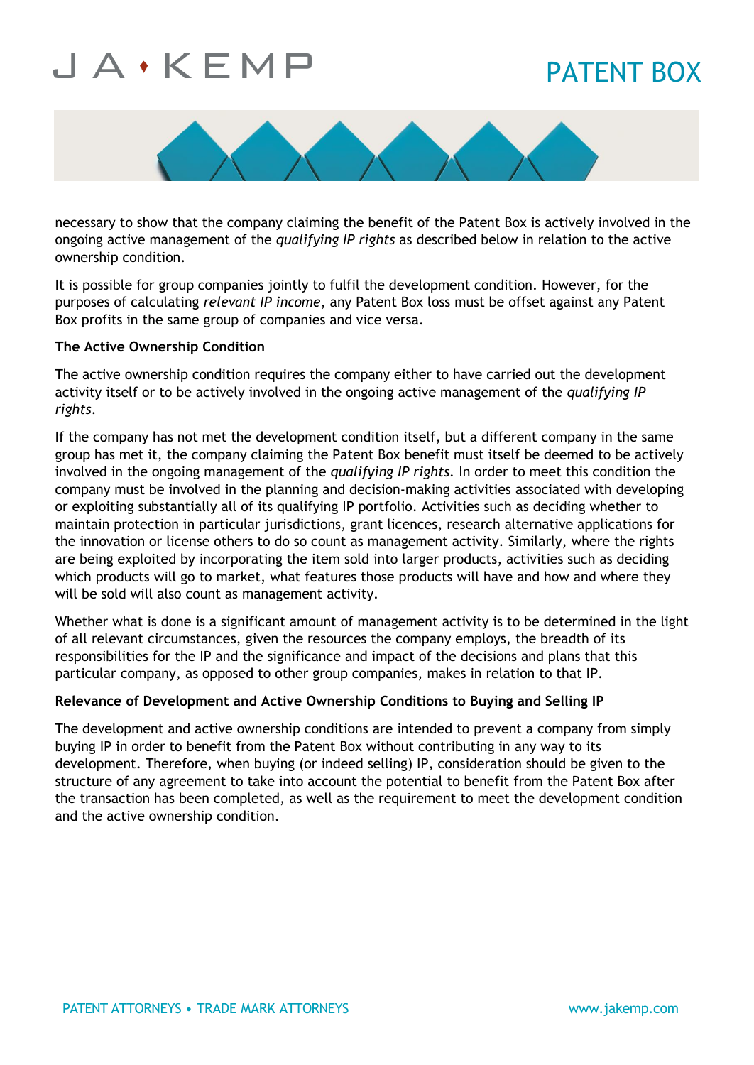necessary to show that the company claiming the benefit of the Patent Box is actively involved in the ongoing active management of the *qualifying IP rights* as described below in relation to the active ownership condition.

It is possible for group companies jointly to fulfil the development condition. However, for the purposes of calculating *relevant IP income*, any Patent Box loss must be offset against any Patent Box profits in the same group of companies and vice versa.

**The Active Ownership Condition**

The active ownership condition requires the company either to have carried out the development activity itself or to be actively involved in the ongoing active management of the *qualifying IP rights*.

If the company has not met the development condition itself, but a different company in the same group has met it, the company claiming the Patent Box benefit must itself be deemed to be actively involved in the ongoing management of the *qualifying IP rights*. In order to meet this condition the company must be involved in the planning and decision-making activities associated with developing or exploiting substantially all of its qualifying IP portfolio. Activities such as deciding whether to maintain protection in particular jurisdictions, grant licences, research alternative applications for the innovation or license others to do so count as management activity. Similarly, where the rights are being exploited by incorporating the item sold into larger products, activities such as deciding which products will go to market, what features those products will have and how and where they will be sold will also count as management activity.

Whether what is done is a significant amount of management activity is to be determined in the light of all relevant circumstances, given the resources the company employs, the breadth of its responsibilities for the IP and the significance and impact of the decisions and plans that this particular company, as opposed to other group companies, makes in relation to that IP.

**Relevance of Development and Active Ownership Conditions to Buying and Selling IP**

The development and active ownership conditions are intended to prevent a company from simply buying IP in order to benefit from the Patent Box without contributing in any way to its development. Therefore, when buying (or indeed selling) IP, consideration should be given to the structure of any agreement to take into account the potential to benefit from the Patent Box after the transaction has been completed, as well as the requirement to meet the development condition and the active ownership condition.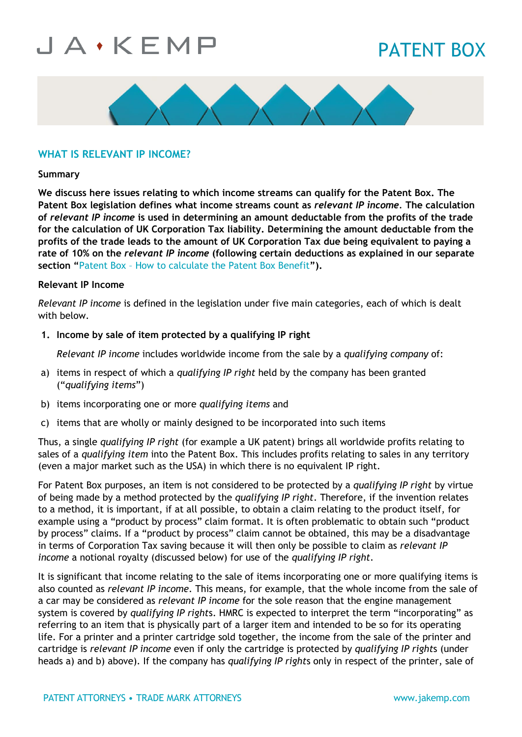## WHAT IS RELEVANT IP INCOME?

**Summary**

**We discuss here issues relating to which income streams can qualify for the Patent Box. The Patent Box legislation defines what income streams count as *relevant IP income*. The calculation of *relevant IP income* is used in determining an amount deductable from the profits of the trade for the calculation of UK Corporation Tax liability. Determining the amount deductable from the profits of the trade leads to the amount of UK Corporation Tax due being equivalent to paying a rate of 10% on the *relevant IP income* (following certain deductions as explained in our separate section "Patent Box – How to calculate the Patent Box Benefit").**

**Relevant IP Income**

*Relevant IP income* is defined in the legislation under five main categories, each of which is dealt with below.

1. **Income by sale of item protected by a qualifying IP right**

   *Relevant IP income* includes worldwide income from the sale by a *qualifying company* of:

a) items in respect of which a *qualifying IP right* held by the company has been granted ("*qualifying items*")

b) items incorporating one or more *qualifying items* and

c) items that are wholly or mainly designed to be incorporated into such items

Thus, a single *qualifying IP right* (for example a UK patent) brings all worldwide profits relating to sales of a *qualifying item* into the Patent Box. This includes profits relating to sales in any territory (even a major market such as the USA) in which there is no equivalent IP right.

For Patent Box purposes, an item is not considered to be protected by a *qualifying IP right* by virtue of being made by a method protected by the *qualifying IP right*. Therefore, if the invention relates to a method, it is important, if at all possible, to obtain a claim relating to the product itself, for example using a "product by process" claim format. It is often problematic to obtain such "product by process" claims. If a "product by process" claim cannot be obtained, this may be a disadvantage in terms of Corporation Tax saving because it will then only be possible to claim as *relevant IP income* a notional royalty (discussed below) for use of the *qualifying IP right*.

It is significant that income relating to the sale of items incorporating one or more qualifying items is also counted as *relevant IP income*. This means, for example, that the whole income from the sale of a car may be considered as *relevant IP income* for the sole reason that the engine management system is covered by *qualifying IP rights*. HMRC is expected to interpret the term "incorporating" as referring to an item that is physically part of a larger item and intended to be so for its operating life. For a printer and a printer cartridge sold together, the income from the sale of the printer and cartridge is *relevant IP income* even if only the cartridge is protected by *qualifying IP rights* (under heads a) and b) above). If the company has *qualifying IP rights* only in respect of the printer, sale of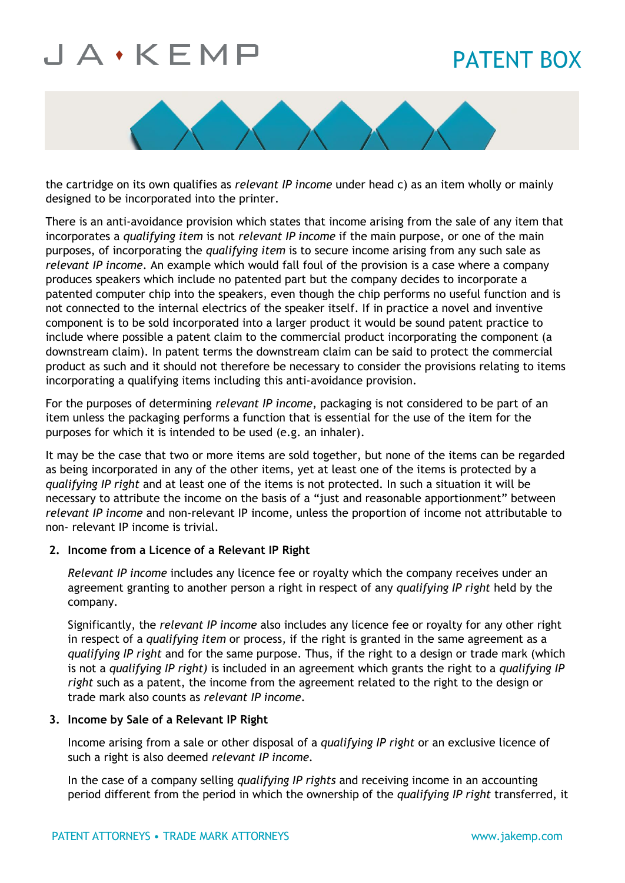the cartridge on its own qualifies as *relevant IP income* under head c) as an item wholly or mainly designed to be incorporated into the printer.

There is an anti-avoidance provision which states that income arising from the sale of any item that incorporates a *qualifying item* is not *relevant IP income* if the main purpose, or one of the main purposes, of incorporating the *qualifying item* is to secure income arising from any such sale as *relevant IP income*. An example which would fall foul of the provision is a case where a company produces speakers which include no patented part but the company decides to incorporate a patented computer chip into the speakers, even though the chip performs no useful function and is not connected to the internal electrics of the speaker itself. If in practice a novel and inventive component is to be sold incorporated into a larger product it would be sound patent practice to include where possible a patent claim to the commercial product incorporating the component (a downstream claim). In patent terms the downstream claim can be said to protect the commercial product as such and it should not therefore be necessary to consider the provisions relating to items incorporating a qualifying items including this anti-avoidance provision.

For the purposes of determining *relevant IP income*, packaging is not considered to be part of an item unless the packaging performs a function that is essential for the use of the item for the purposes for which it is intended to be used (e.g. an inhaler).

It may be the case that two or more items are sold together, but none of the items can be regarded as being incorporated in any of the other items, yet at least one of the items is protected by a *qualifying IP right* and at least one of the items is not protected. In such a situation it will be necessary to attribute the income on the basis of a "just and reasonable apportionment" between *relevant IP income* and non-relevant IP income, unless the proportion of income not attributable to non- relevant IP income is trivial.

2. **Income from a Licence of a Relevant IP Right**

   *Relevant IP income* includes any licence fee or royalty which the company receives under an agreement granting to another person a right in respect of any *qualifying IP right* held by the company.

   Significantly, the *relevant IP income* also includes any licence fee or royalty for any other right in respect of a *qualifying item* or process, if the right is granted in the same agreement as a *qualifying IP right* and for the same purpose. Thus, if the right to a design or trade mark (which is not a *qualifying IP right)* is included in an agreement which grants the right to a *qualifying IP right* such as a patent, the income from the agreement related to the right to the design or trade mark also counts as *relevant IP income*.

3. **Income by Sale of a Relevant IP Right**

   Income arising from a sale or other disposal of a *qualifying IP right* or an exclusive licence of such a right is also deemed *relevant IP income*.

   In the case of a company selling *qualifying IP rights* and receiving income in an accounting period different from the period in which the ownership of the *qualifying IP right* transferred, it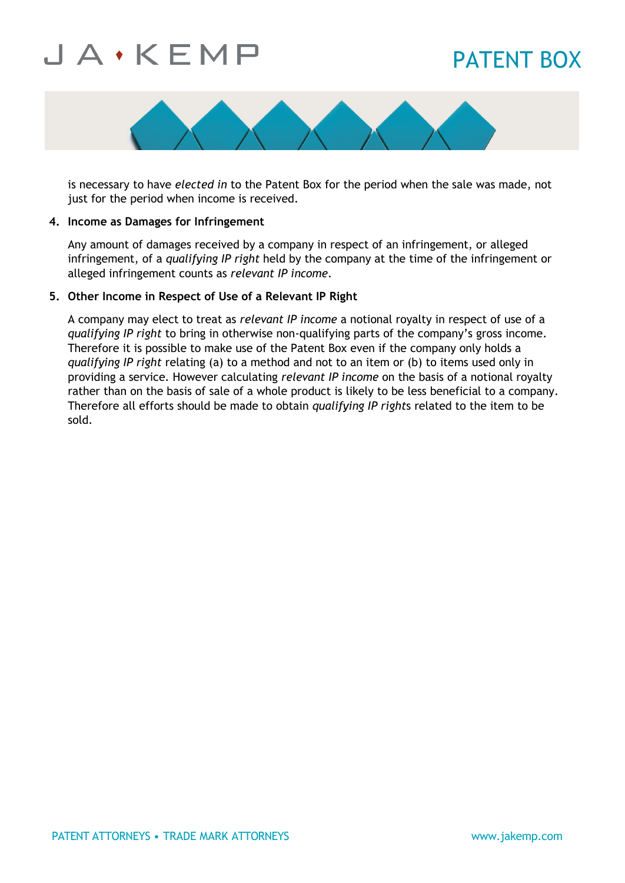is necessary to have *elected in* to the Patent Box for the period when the sale was made, not just for the period when income is received.

**4. Income as Damages for Infringement**

Any amount of damages received by a company in respect of an infringement, or alleged infringement, of a *qualifying IP right* held by the company at the time of the infringement or alleged infringement counts as *relevant IP income*.

**5. Other Income in Respect of Use of a Relevant IP Right**

A company may elect to treat as *relevant IP income* a notional royalty in respect of use of a *qualifying IP right* to bring in otherwise non-qualifying parts of the company's gross income. Therefore it is possible to make use of the Patent Box even if the company only holds a *qualifying IP right* relating (a) to a method and not to an item or (b) to items used only in providing a service. However calculating *relevant IP income* on the basis of a notional royalty rather than on the basis of sale of a whole product is likely to be less beneficial to a company. Therefore all efforts should be made to obtain *qualifying IP right*s related to the item to be sold.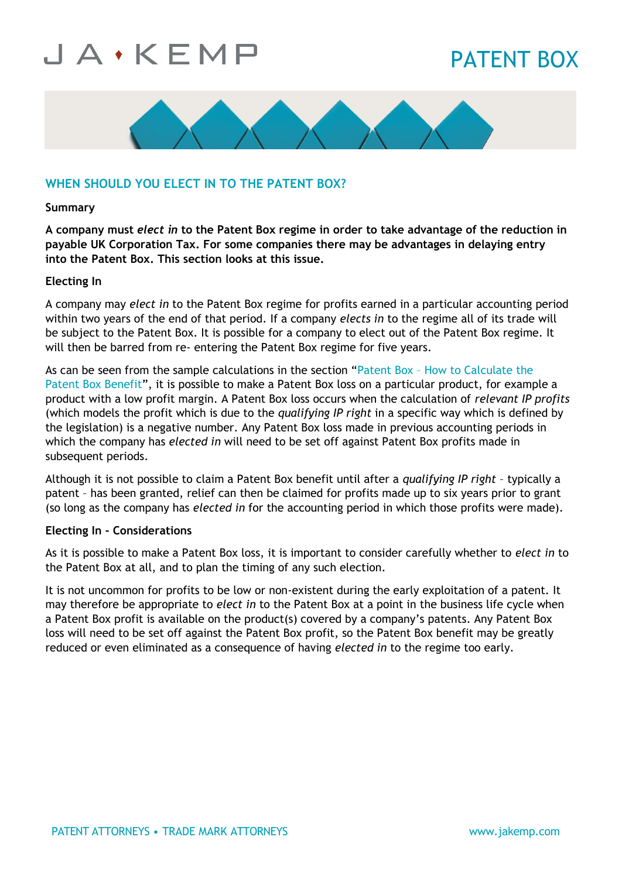## WHEN SHOULD YOU ELECT IN TO THE PATENT BOX?

**Summary**

**A company must *elect in* to the Patent Box regime in order to take advantage of the reduction in payable UK Corporation Tax. For some companies there may be advantages in delaying entry into the Patent Box. This section looks at this issue.**

**Electing In**

A company may *elect in* to the Patent Box regime for profits earned in a particular accounting period within two years of the end of that period. If a company *elects in* to the regime all of its trade will be subject to the Patent Box. It is possible for a company to elect out of the Patent Box regime. It will then be barred from re- entering the Patent Box regime for five years.

As can be seen from the sample calculations in the section "Patent Box – How to Calculate the Patent Box Benefit", it is possible to make a Patent Box loss on a particular product, for example a product with a low profit margin. A Patent Box loss occurs when the calculation of *relevant IP profits* (which models the profit which is due to the *qualifying IP right* in a specific way which is defined by the legislation) is a negative number. Any Patent Box loss made in previous accounting periods in which the company has *elected in* will need to be set off against Patent Box profits made in subsequent periods.

Although it is not possible to claim a Patent Box benefit until after a *qualifying IP right* – typically a patent – has been granted, relief can then be claimed for profits made up to six years prior to grant (so long as the company has *elected in* for the accounting period in which those profits were made).

**Electing In - Considerations**

As it is possible to make a Patent Box loss, it is important to consider carefully whether to *elect in* to the Patent Box at all, and to plan the timing of any such election.

It is not uncommon for profits to be low or non-existent during the early exploitation of a patent. It may therefore be appropriate to *elect in* to the Patent Box at a point in the business life cycle when a Patent Box profit is available on the product(s) covered by a company's patents. Any Patent Box loss will need to be set off against the Patent Box profit, so the Patent Box benefit may be greatly reduced or even eliminated as a consequence of having *elected in* to the regime too early.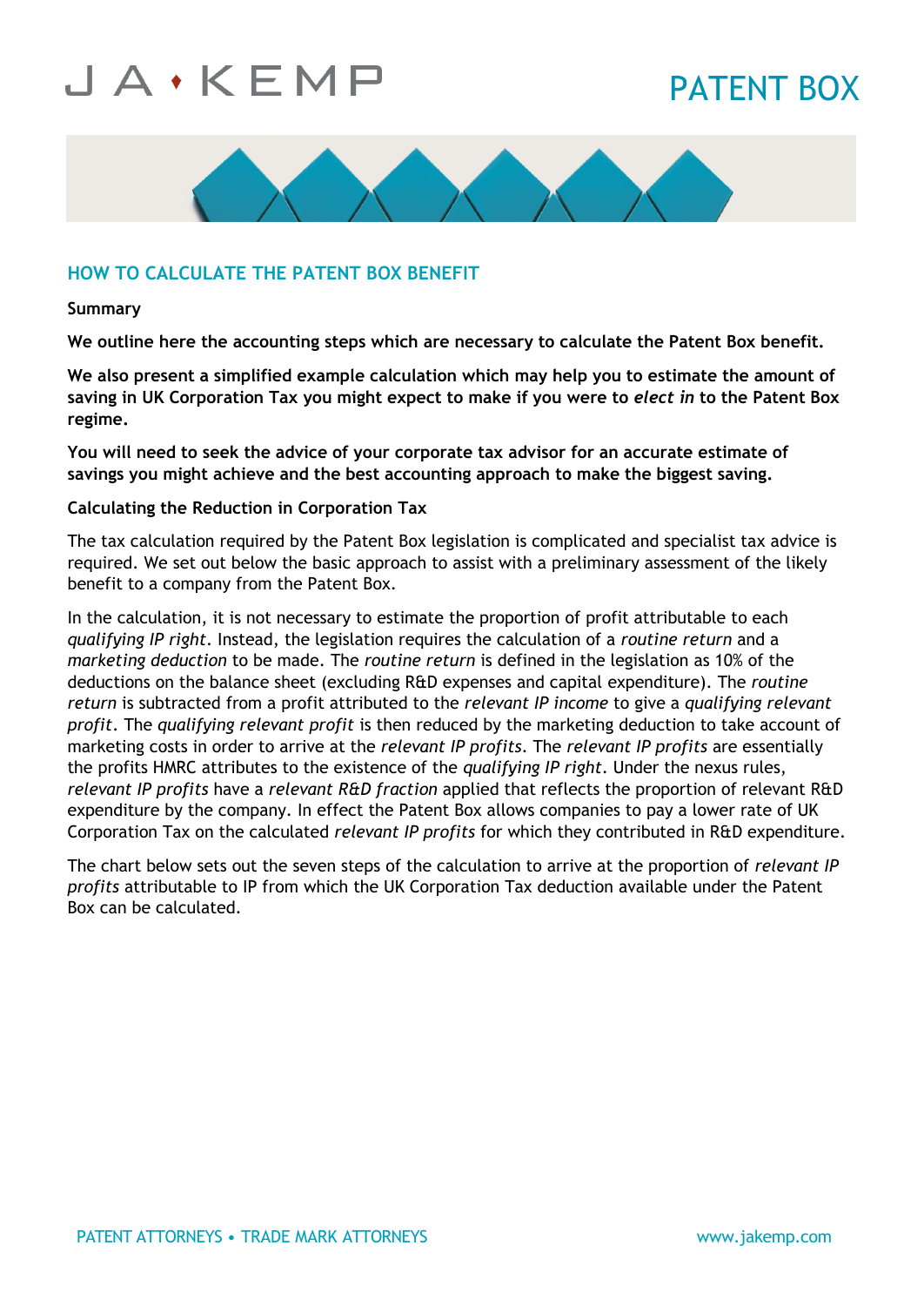## HOW TO CALCULATE THE PATENT BOX BENEFIT

**Summary**

**We outline here the accounting steps which are necessary to calculate the Patent Box benefit.**

**We also present a simplified example calculation which may help you to estimate the amount of saving in UK Corporation Tax you might expect to make if you were to *elect in* to the Patent Box regime.**

**You will need to seek the advice of your corporate tax advisor for an accurate estimate of savings you might achieve and the best accounting approach to make the biggest saving.**

**Calculating the Reduction in Corporation Tax**

The tax calculation required by the Patent Box legislation is complicated and specialist tax advice is required. We set out below the basic approach to assist with a preliminary assessment of the likely benefit to a company from the Patent Box.

In the calculation, it is not necessary to estimate the proportion of profit attributable to each *qualifying IP right*. Instead, the legislation requires the calculation of a *routine return* and a *marketing deduction* to be made. The *routine return* is defined in the legislation as 10% of the deductions on the balance sheet (excluding R&D expenses and capital expenditure). The *routine return* is subtracted from a profit attributed to the *relevant IP income* to give a *qualifying relevant profit*. The *qualifying relevant profit* is then reduced by the marketing deduction to take account of marketing costs in order to arrive at the *relevant IP profits*. The *relevant IP profits* are essentially the profits HMRC attributes to the existence of the *qualifying IP right*. Under the nexus rules, *relevant IP profits* have a *relevant R&D fraction* applied that reflects the proportion of relevant R&D expenditure by the company. In effect the Patent Box allows companies to pay a lower rate of UK Corporation Tax on the calculated *relevant IP profits* for which they contributed in R&D expenditure.

The chart below sets out the seven steps of the calculation to arrive at the proportion of *relevant IP profits* attributable to IP from which the UK Corporation Tax deduction available under the Patent Box can be calculated.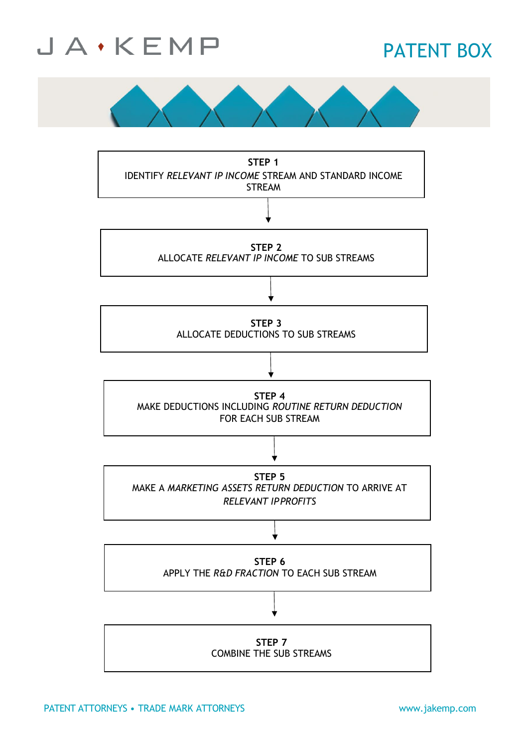# PATENT BOX

**STEP 1**
IDENTIFY *RELEVANT IP INCOME* STREAM AND STANDARD INCOME STREAM

↓

**STEP 2**
ALLOCATE *RELEVANT IP INCOME* TO SUB STREAMS

↓

**STEP 3**
ALLOCATE DEDUCTIONS TO SUB STREAMS

↓

**STEP 4**
MAKE DEDUCTIONS INCLUDING *ROUTINE RETURN DEDUCTION* FOR EACH SUB STREAM

↓

**STEP 5**
MAKE A *MARKETING ASSETS RETURN DEDUCTION* TO ARRIVE AT *RELEVANT IP PROFITS*

↓

**STEP 6**
APPLY THE *R&D FRACTION* TO EACH SUB STREAM

↓

**STEP 7**
COMBINE THE SUB STREAMS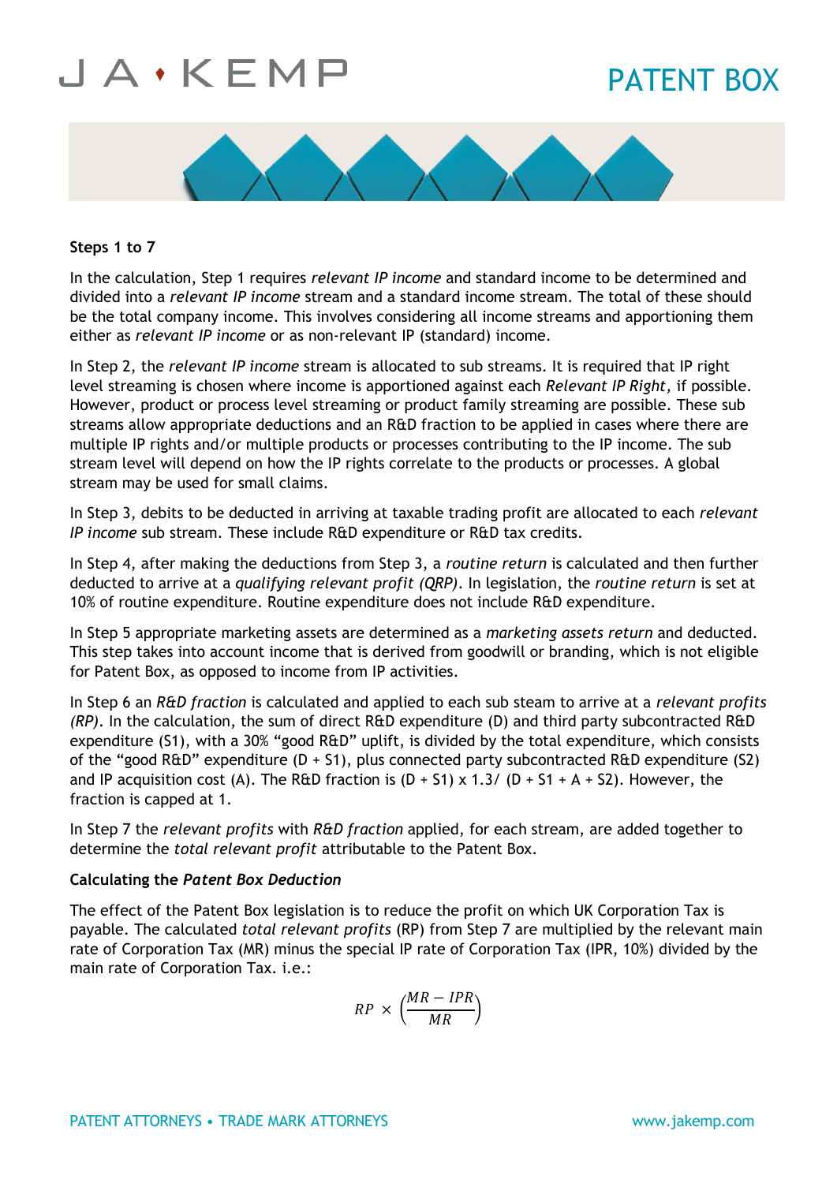### Steps 1 to 7

In the calculation, Step 1 requires *relevant IP income* and standard income to be determined and divided into a *relevant IP income* stream and a standard income stream. The total of these should be the total company income. This involves considering all income streams and apportioning them either as *relevant IP income* or as non-relevant IP (standard) income.

In Step 2, the *relevant IP income* stream is allocated to sub streams. It is required that IP right level streaming is chosen where income is apportioned against each *Relevant IP Right,* if possible. However, product or process level streaming or product family streaming are possible. These sub streams allow appropriate deductions and an R&D fraction to be applied in cases where there are multiple IP rights and/or multiple products or processes contributing to the IP income. The sub stream level will depend on how the IP rights correlate to the products or processes. A global stream may be used for small claims.

In Step 3, debits to be deducted in arriving at taxable trading profit are allocated to each *relevant IP income* sub stream. These include R&D expenditure or R&D tax credits.

In Step 4, after making the deductions from Step 3, a *routine return* is calculated and then further deducted to arrive at a *qualifying relevant profit (QRP)*. In legislation, the *routine return* is set at 10% of routine expenditure. Routine expenditure does not include R&D expenditure.

In Step 5 appropriate marketing assets are determined as a *marketing assets return* and deducted. This step takes into account income that is derived from goodwill or branding, which is not eligible for Patent Box, as opposed to income from IP activities.

In Step 6 an *R&D fraction* is calculated and applied to each sub steam to arrive at a *relevant profits (RP)*. In the calculation, the sum of direct R&D expenditure (D) and third party subcontracted R&D expenditure (S1), with a 30% "good R&D" uplift, is divided by the total expenditure, which consists of the "good R&D" expenditure (D + S1), plus connected party subcontracted R&D expenditure (S2) and IP acquisition cost (A). The R&D fraction is (D + S1) x 1.3/ (D + S1 + A + S2). However, the fraction is capped at 1.

In Step 7 the *relevant profits* with *R&D fraction* applied, for each stream, are added together to determine the *total relevant profit* attributable to the Patent Box.

### Calculating the *Patent Box Deduction*

The effect of the Patent Box legislation is to reduce the profit on which UK Corporation Tax is payable. The calculated *total relevant profits* (RP) from Step 7 are multiplied by the relevant main rate of Corporation Tax (MR) minus the special IP rate of Corporation Tax (IPR, 10%) divided by the main rate of Corporation Tax. i.e.:

$$RP \times \left(\frac{MR - IPR}{MR}\right)$$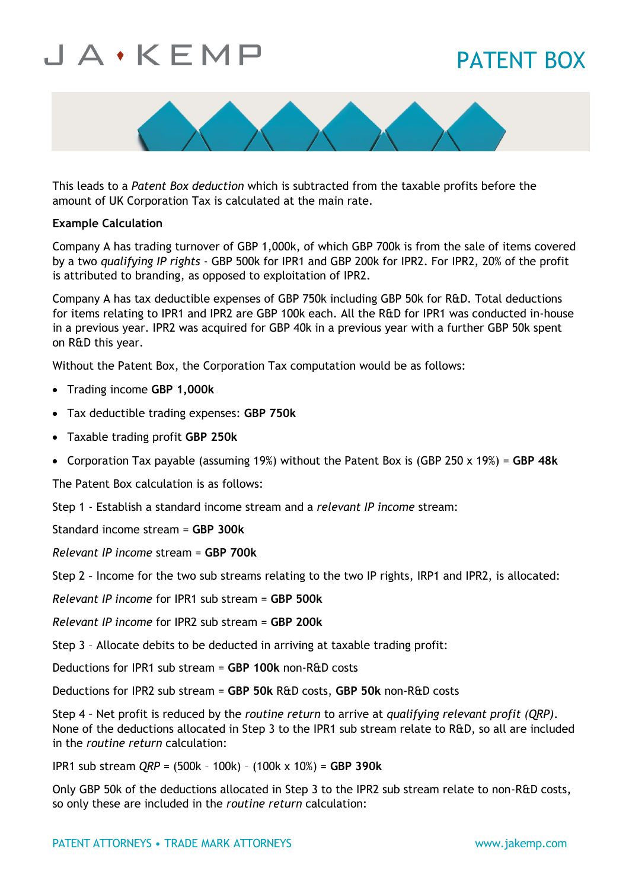This leads to a *Patent Box deduction* which is subtracted from the taxable profits before the amount of UK Corporation Tax is calculated at the main rate.

**Example Calculation**

Company A has trading turnover of GBP 1,000k, of which GBP 700k is from the sale of items covered by a two *qualifying IP rights* - GBP 500k for IPR1 and GBP 200k for IPR2. For IPR2, 20% of the profit is attributed to branding, as opposed to exploitation of IPR2.

Company A has tax deductible expenses of GBP 750k including GBP 50k for R&D. Total deductions for items relating to IPR1 and IPR2 are GBP 100k each. All the R&D for IPR1 was conducted in-house in a previous year. IPR2 was acquired for GBP 40k in a previous year with a further GBP 50k spent on R&D this year.

Without the Patent Box, the Corporation Tax computation would be as follows:

- Trading income **GBP 1,000k**
- Tax deductible trading expenses: **GBP 750k**
- Taxable trading profit **GBP 250k**
- Corporation Tax payable (assuming 19%) without the Patent Box is (GBP 250 x 19%) = **GBP 48k**

The Patent Box calculation is as follows:

Step 1 - Establish a standard income stream and a *relevant IP income* stream:

Standard income stream = **GBP 300k**

*Relevant IP income* stream = **GBP 700k**

Step 2 – Income for the two sub streams relating to the two IP rights, IRP1 and IPR2, is allocated:

*Relevant IP income* for IPR1 sub stream = **GBP 500k**

*Relevant IP income* for IPR2 sub stream = **GBP 200k**

Step 3 – Allocate debits to be deducted in arriving at taxable trading profit:

Deductions for IPR1 sub stream = **GBP 100k** non-R&D costs

Deductions for IPR2 sub stream = **GBP 50k** R&D costs, **GBP 50k** non-R&D costs

Step 4 – Net profit is reduced by the *routine return* to arrive at *qualifying relevant profit (QRP)*. None of the deductions allocated in Step 3 to the IPR1 sub stream relate to R&D, so all are included in the *routine return* calculation:

IPR1 sub stream *QRP* = (500k – 100k) – (100k x 10%) = **GBP 390k**

Only GBP 50k of the deductions allocated in Step 3 to the IPR2 sub stream relate to non-R&D costs, so only these are included in the *routine return* calculation: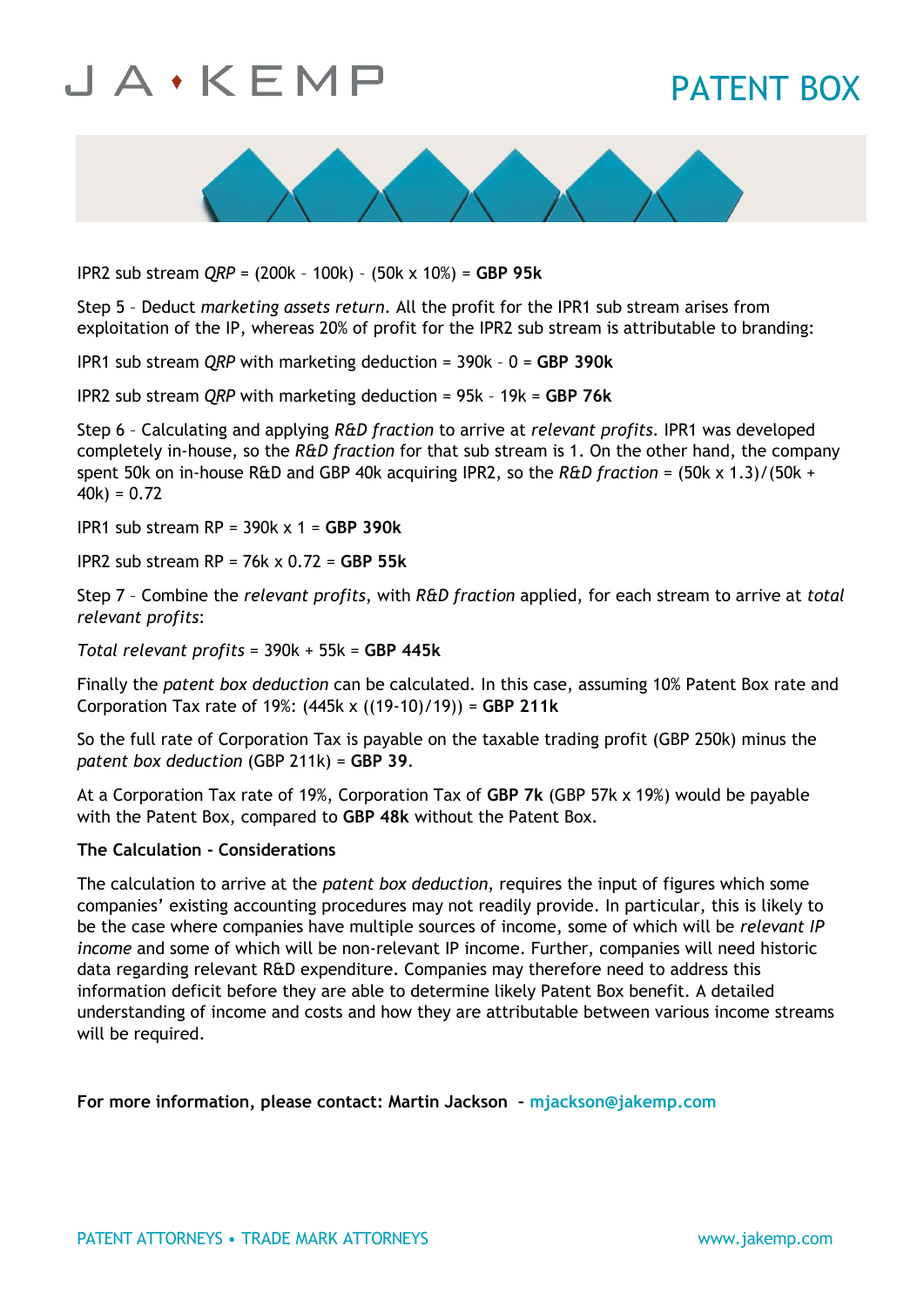IPR2 sub stream *QRP* = (200k – 100k) – (50k x 10%) = **GBP 95k**

Step 5 – Deduct *marketing assets return*. All the profit for the IPR1 sub stream arises from exploitation of the IP, whereas 20% of profit for the IPR2 sub stream is attributable to branding:

IPR1 sub stream *QRP* with marketing deduction = 390k – 0 = **GBP 390k**

IPR2 sub stream *QRP* with marketing deduction = 95k – 19k = **GBP 76k**

Step 6 – Calculating and applying *R&D fraction* to arrive at *relevant profits*. IPR1 was developed completely in-house, so the *R&D fraction* for that sub stream is 1. On the other hand, the company spent 50k on in-house R&D and GBP 40k acquiring IPR2, so the *R&D fraction* = (50k x 1.3)/(50k + 40k) = 0.72

IPR1 sub stream RP = 390k x 1 = **GBP 390k**

IPR2 sub stream RP = 76k x 0.72 = **GBP 55k**

Step 7 – Combine the *relevant profits*, with *R&D fraction* applied, for each stream to arrive at *total relevant profits*:

*Total relevant profits* = 390k + 55k = **GBP 445k**

Finally the *patent box deduction* can be calculated. In this case, assuming 10% Patent Box rate and Corporation Tax rate of 19%: (445k x ((19-10)/19)) = **GBP 211k**

So the full rate of Corporation Tax is payable on the taxable trading profit (GBP 250k) minus the *patent box deduction* (GBP 211k) = **GBP 39**.

At a Corporation Tax rate of 19%, Corporation Tax of **GBP 7k** (GBP 57k x 19%) would be payable with the Patent Box, compared to **GBP 48k** without the Patent Box.

**The Calculation - Considerations**

The calculation to arrive at the *patent box deduction*, requires the input of figures which some companies' existing accounting procedures may not readily provide. In particular, this is likely to be the case where companies have multiple sources of income, some of which will be *relevant IP income* and some of which will be non-relevant IP income. Further, companies will need historic data regarding relevant R&D expenditure. Companies may therefore need to address this information deficit before they are able to determine likely Patent Box benefit. A detailed understanding of income and costs and how they are attributable between various income streams will be required.

**For more information, please contact: Martin Jackson – mjackson@jakemp.com**